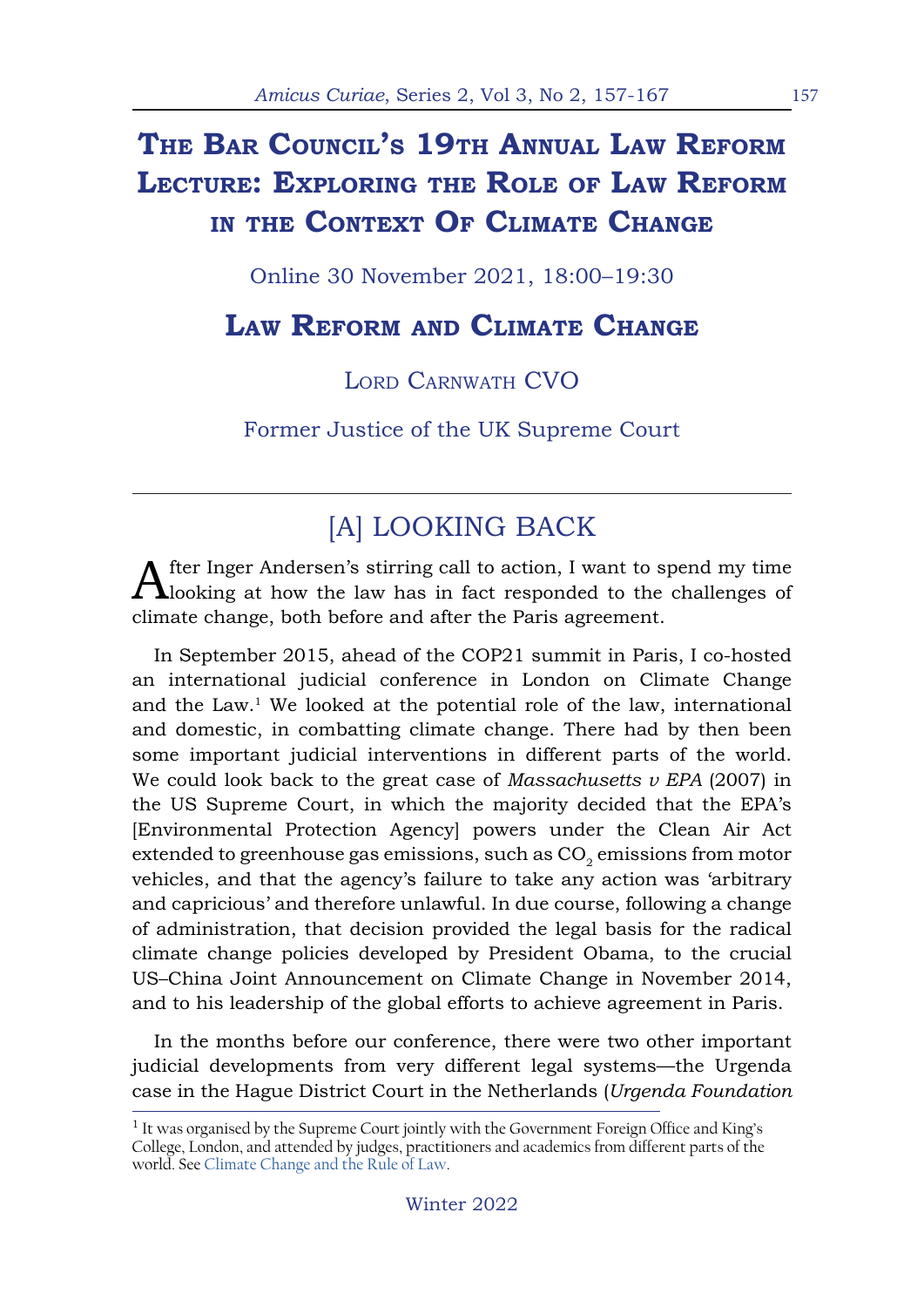# The Bar Council's 19th Annual Law Reform Lecture: Exploring the Role of Law Reform in the Context Of Climate Change

Online 30 November 2021, 18:00–19:30

## Law Reform and Climate Change

Lord Carnwath CVO

Former Justice of the UK Supreme Court

---

### [A] LOOKING BACK

After Inger Andersen's stirring call to action, I want to spend my time looking at how the law has in fact responded to the challenges of climate change, both before and after the Paris agreement.

In September 2015, ahead of the COP21 summit in Paris, I co-hosted an international judicial conference in London on Climate Change and the Law.[1] We looked at the potential role of the law, international and domestic, in combatting climate change. There had by then been some important judicial interventions in different parts of the world. We could look back to the great case of *Massachusetts v EPA* (2007) in the US Supreme Court, in which the majority decided that the EPA's [Environmental Protection Agency] powers under the Clean Air Act extended to greenhouse gas emissions, such as $CO_2$ emissions from motor vehicles, and that the agency's failure to take any action was 'arbitrary and capricious' and therefore unlawful. In due course, following a change of administration, that decision provided the legal basis for the radical climate change policies developed by President Obama, to the crucial US–China Joint Announcement on Climate Change in November 2014, and to his leadership of the global efforts to achieve agreement in Paris.

In the months before our conference, there were two other important judicial developments from very different legal systems—the Urgenda case in the Hague District Court in the Netherlands (*Urgenda Foundation*

---

[1] It was organised by the Supreme Court jointly with the Government Foreign Office and King's College, London, and attended by judges, practitioners and academics from different parts of the world. See Climate Change and the Rule of Law.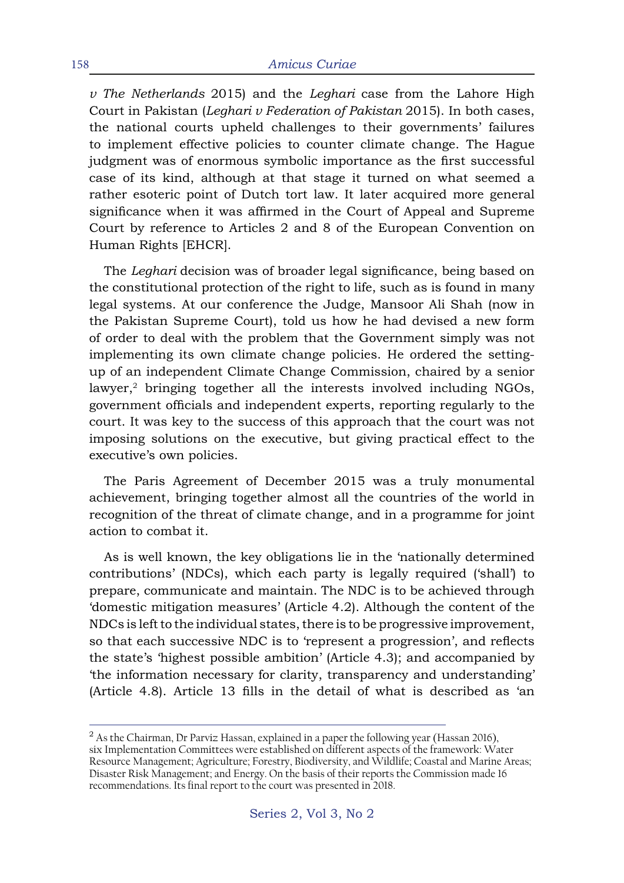*v The Netherlands* 2015) and the *Leghari* case from the Lahore High Court in Pakistan (*Leghari v Federation of Pakistan* 2015). In both cases, the national courts upheld challenges to their governments' failures to implement effective policies to counter climate change. The Hague judgment was of enormous symbolic importance as the first successful case of its kind, although at that stage it turned on what seemed a rather esoteric point of Dutch tort law. It later acquired more general significance when it was affirmed in the Court of Appeal and Supreme Court by reference to Articles 2 and 8 of the European Convention on Human Rights [EHCR].

The *Leghari* decision was of broader legal significance, being based on the constitutional protection of the right to life, such as is found in many legal systems. At our conference the Judge, Mansoor Ali Shah (now in the Pakistan Supreme Court), told us how he had devised a new form of order to deal with the problem that the Government simply was not implementing its own climate change policies. He ordered the setting-up of an independent Climate Change Commission, chaired by a senior lawyer,[2] bringing together all the interests involved including NGOs, government officials and independent experts, reporting regularly to the court. It was key to the success of this approach that the court was not imposing solutions on the executive, but giving practical effect to the executive's own policies.

The Paris Agreement of December 2015 was a truly monumental achievement, bringing together almost all the countries of the world in recognition of the threat of climate change, and in a programme for joint action to combat it.

As is well known, the key obligations lie in the 'nationally determined contributions' (NDCs), which each party is legally required ('shall') to prepare, communicate and maintain. The NDC is to be achieved through 'domestic mitigation measures' (Article 4.2). Although the content of the NDCs is left to the individual states, there is to be progressive improvement, so that each successive NDC is to 'represent a progression', and reflects the state's 'highest possible ambition' (Article 4.3); and accompanied by 'the information necessary for clarity, transparency and understanding' (Article 4.8). Article 13 fills in the detail of what is described as 'an

---

[2] As the Chairman, Dr Parviz Hassan, explained in a paper the following year (Hassan 2016), six Implementation Committees were established on different aspects of the framework: Water Resource Management; Agriculture; Forestry, Biodiversity, and Wildlife; Coastal and Marine Areas; Disaster Risk Management; and Energy. On the basis of their reports the Commission made 16 recommendations. Its final report to the court was presented in 2018.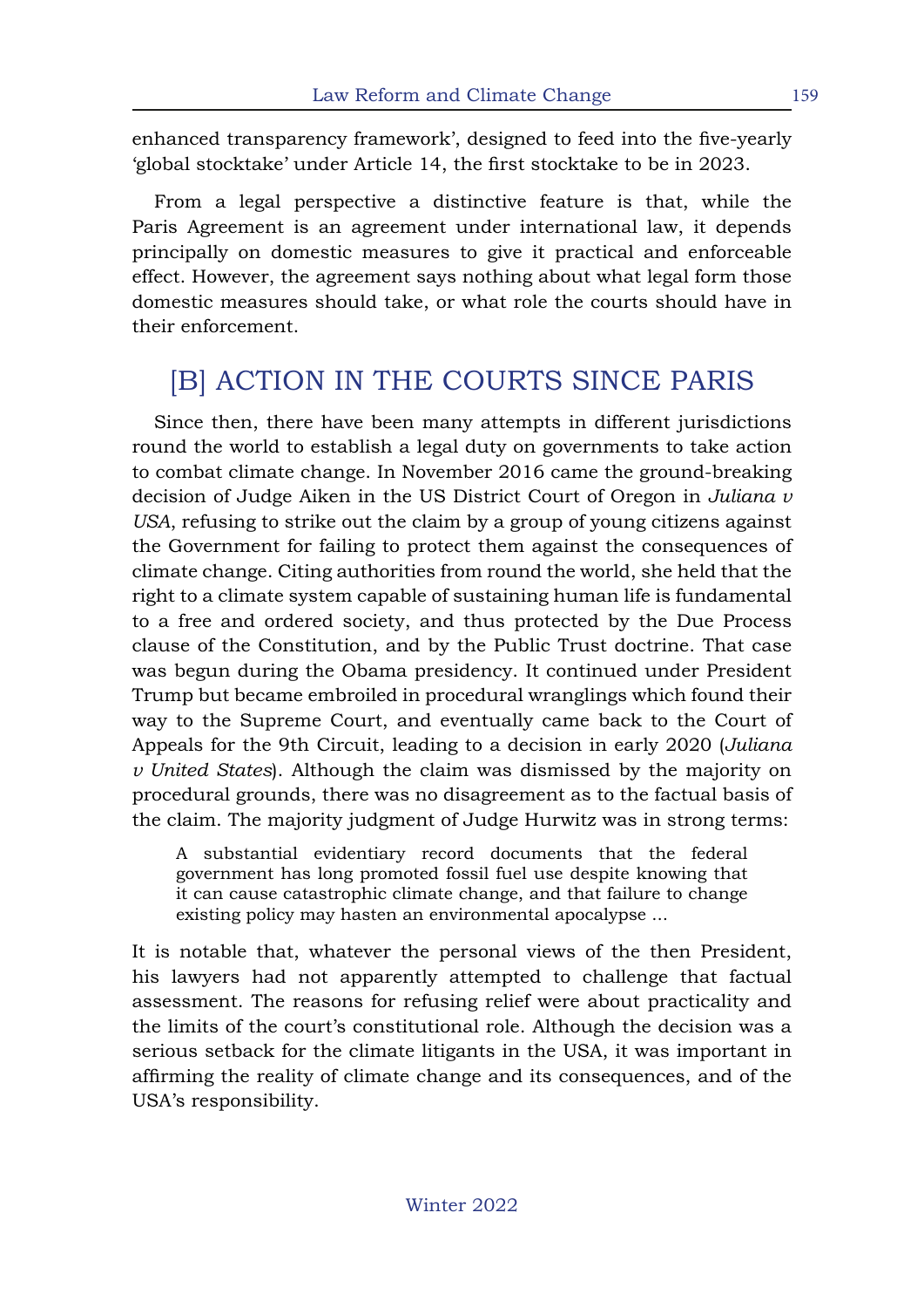enhanced transparency framework', designed to feed into the five-yearly 'global stocktake' under Article 14, the first stocktake to be in 2023.

From a legal perspective a distinctive feature is that, while the Paris Agreement is an agreement under international law, it depends principally on domestic measures to give it practical and enforceable effect. However, the agreement says nothing about what legal form those domestic measures should take, or what role the courts should have in their enforcement.

## [B] ACTION IN THE COURTS SINCE PARIS

Since then, there have been many attempts in different jurisdictions round the world to establish a legal duty on governments to take action to combat climate change. In November 2016 came the ground-breaking decision of Judge Aiken in the US District Court of Oregon in *Juliana v USA*, refusing to strike out the claim by a group of young citizens against the Government for failing to protect them against the consequences of climate change. Citing authorities from round the world, she held that the right to a climate system capable of sustaining human life is fundamental to a free and ordered society, and thus protected by the Due Process clause of the Constitution, and by the Public Trust doctrine. That case was begun during the Obama presidency. It continued under President Trump but became embroiled in procedural wranglings which found their way to the Supreme Court, and eventually came back to the Court of Appeals for the 9th Circuit, leading to a decision in early 2020 (*Juliana v United States*). Although the claim was dismissed by the majority on procedural grounds, there was no disagreement as to the factual basis of the claim. The majority judgment of Judge Hurwitz was in strong terms:

> A substantial evidentiary record documents that the federal government has long promoted fossil fuel use despite knowing that it can cause catastrophic climate change, and that failure to change existing policy may hasten an environmental apocalypse ...

It is notable that, whatever the personal views of the then President, his lawyers had not apparently attempted to challenge that factual assessment. The reasons for refusing relief were about practicality and the limits of the court's constitutional role. Although the decision was a serious setback for the climate litigants in the USA, it was important in affirming the reality of climate change and its consequences, and of the USA's responsibility.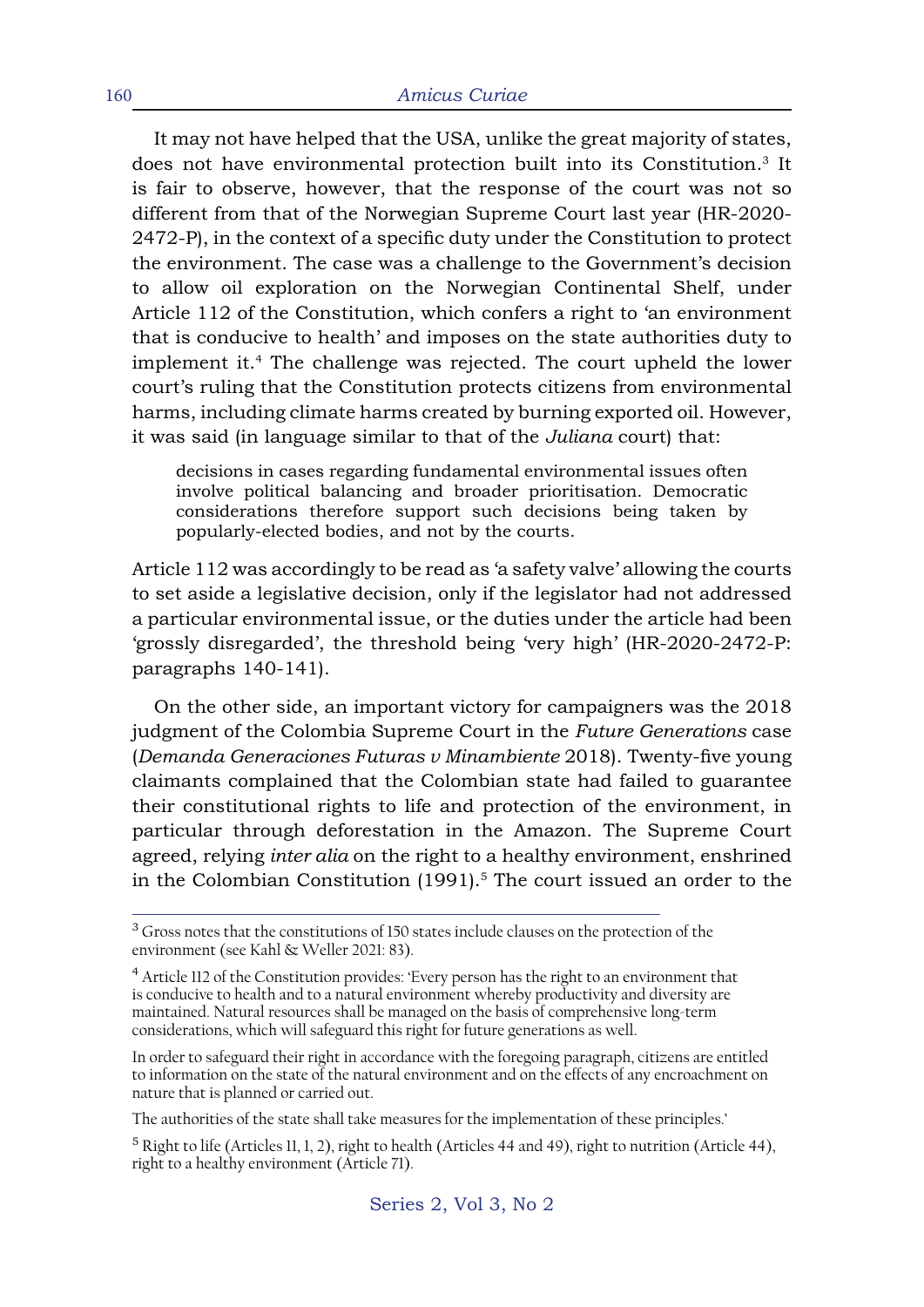It may not have helped that the USA, unlike the great majority of states, does not have environmental protection built into its Constitution.[3] It is fair to observe, however, that the response of the court was not so different from that of the Norwegian Supreme Court last year (HR-2020-2472-P), in the context of a specific duty under the Constitution to protect the environment. The case was a challenge to the Government's decision to allow oil exploration on the Norwegian Continental Shelf, under Article 112 of the Constitution, which confers a right to 'an environment that is conducive to health' and imposes on the state authorities duty to implement it.[4] The challenge was rejected. The court upheld the lower court's ruling that the Constitution protects citizens from environmental harms, including climate harms created by burning exported oil. However, it was said (in language similar to that of the *Juliana* court) that:

> decisions in cases regarding fundamental environmental issues often involve political balancing and broader prioritisation. Democratic considerations therefore support such decisions being taken by popularly-elected bodies, and not by the courts.

Article 112 was accordingly to be read as 'a safety valve' allowing the courts to set aside a legislative decision, only if the legislator had not addressed a particular environmental issue, or the duties under the article had been 'grossly disregarded', the threshold being 'very high' (HR-2020-2472-P: paragraphs 140-141).

On the other side, an important victory for campaigners was the 2018 judgment of the Colombia Supreme Court in the *Future Generations* case (*Demanda Generaciones Futuras v Minambiente* 2018). Twenty-five young claimants complained that the Colombian state had failed to guarantee their constitutional rights to life and protection of the environment, in particular through deforestation in the Amazon. The Supreme Court agreed, relying *inter alia* on the right to a healthy environment, enshrined in the Colombian Constitution (1991).[5] The court issued an order to the

---

[3] Gross notes that the constitutions of 150 states include clauses on the protection of the environment (see Kahl & Weller 2021: 83).

[4] Article 112 of the Constitution provides: 'Every person has the right to an environment that is conducive to health and to a natural environment whereby productivity and diversity are maintained. Natural resources shall be managed on the basis of comprehensive long-term considerations, which will safeguard this right for future generations as well.

In order to safeguard their right in accordance with the foregoing paragraph, citizens are entitled to information on the state of the natural environment and on the effects of any encroachment on nature that is planned or carried out.

The authorities of the state shall take measures for the implementation of these principles.'

[5] Right to life (Articles 11, 1, 2), right to health (Articles 44 and 49), right to nutrition (Article 44), right to a healthy environment (Article 71).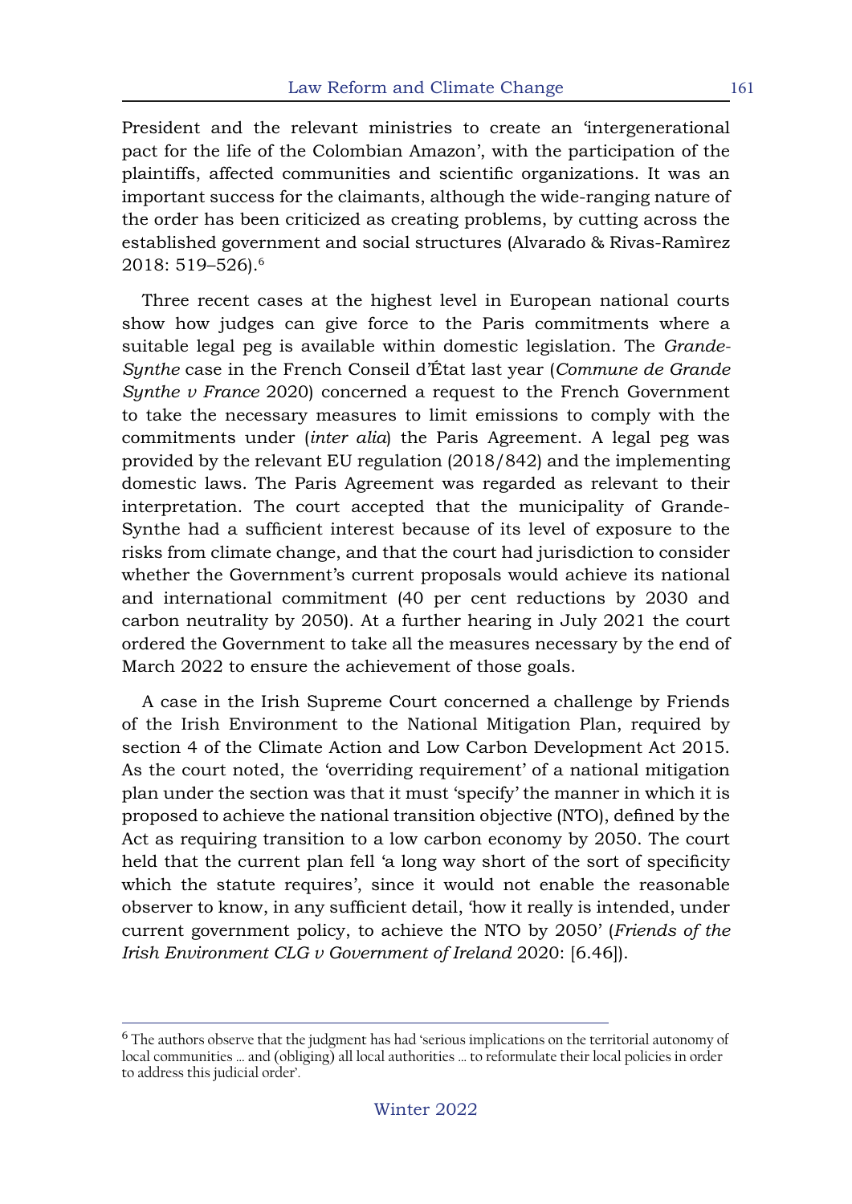President and the relevant ministries to create an 'intergenerational pact for the life of the Colombian Amazon', with the participation of the plaintiffs, affected communities and scientific organizations. It was an important success for the claimants, although the wide-ranging nature of the order has been criticized as creating problems, by cutting across the established government and social structures (Alvarado & Rivas-Ramìrez 2018: 519–526).[6]

Three recent cases at the highest level in European national courts show how judges can give force to the Paris commitments where a suitable legal peg is available within domestic legislation. The *Grande-Synthe* case in the French Conseil d'État last year (*Commune de Grande Synthe v France* 2020) concerned a request to the French Government to take the necessary measures to limit emissions to comply with the commitments under (*inter alia*) the Paris Agreement. A legal peg was provided by the relevant EU regulation (2018/842) and the implementing domestic laws. The Paris Agreement was regarded as relevant to their interpretation. The court accepted that the municipality of Grande-Synthe had a sufficient interest because of its level of exposure to the risks from climate change, and that the court had jurisdiction to consider whether the Government's current proposals would achieve its national and international commitment (40 per cent reductions by 2030 and carbon neutrality by 2050). At a further hearing in July 2021 the court ordered the Government to take all the measures necessary by the end of March 2022 to ensure the achievement of those goals.

A case in the Irish Supreme Court concerned a challenge by Friends of the Irish Environment to the National Mitigation Plan, required by section 4 of the Climate Action and Low Carbon Development Act 2015. As the court noted, the 'overriding requirement' of a national mitigation plan under the section was that it must 'specify' the manner in which it is proposed to achieve the national transition objective (NTO), defined by the Act as requiring transition to a low carbon economy by 2050. The court held that the current plan fell 'a long way short of the sort of specificity which the statute requires', since it would not enable the reasonable observer to know, in any sufficient detail, 'how it really is intended, under current government policy, to achieve the NTO by 2050' (*Friends of the Irish Environment CLG v Government of Ireland* 2020: [6.46]).

[6] The authors observe that the judgment has had 'serious implications on the territorial autonomy of local communities … and (obliging) all local authorities … to reformulate their local policies in order to address this judicial order'.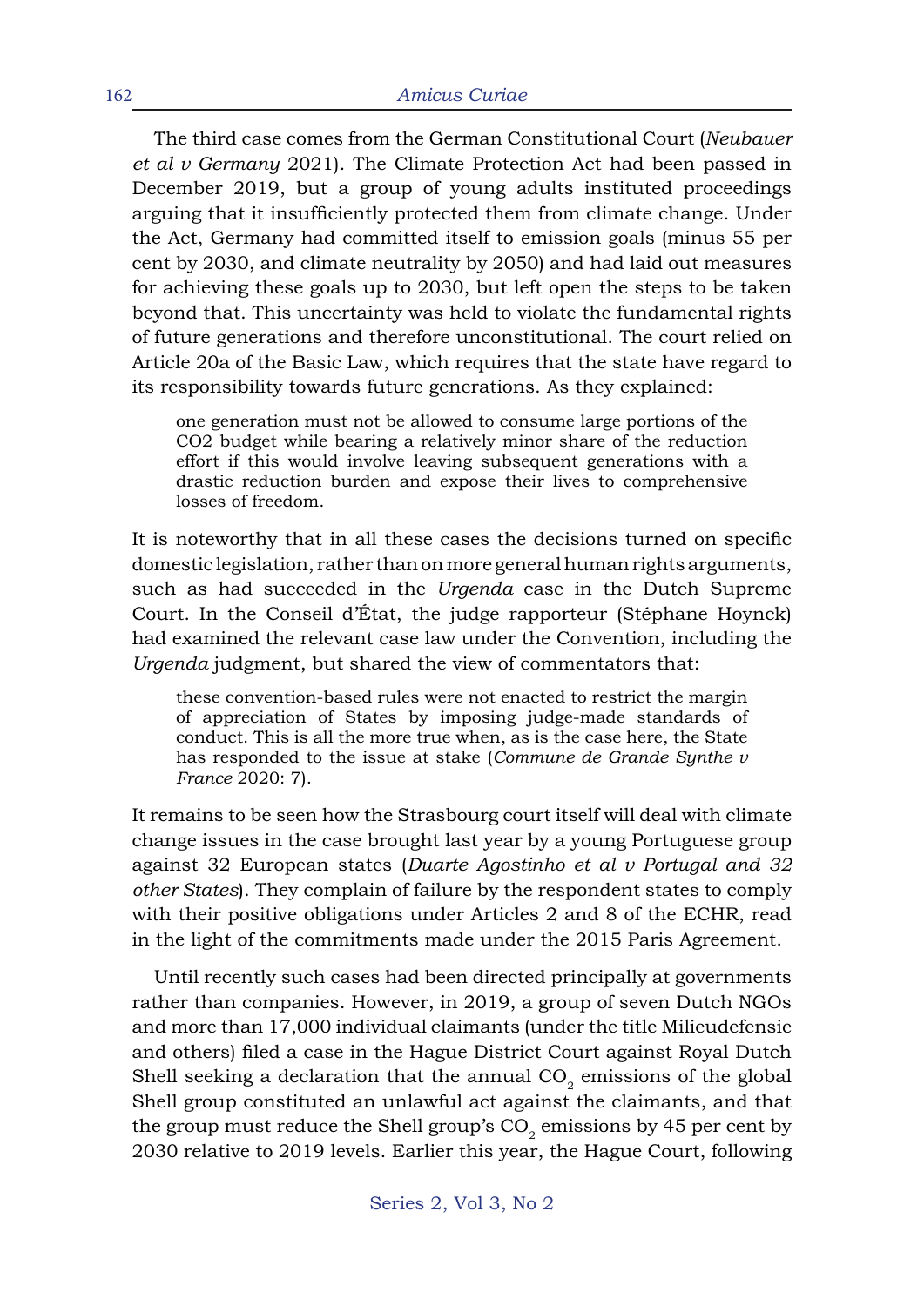The third case comes from the German Constitutional Court (*Neubauer et al v Germany* 2021). The Climate Protection Act had been passed in December 2019, but a group of young adults instituted proceedings arguing that it insufficiently protected them from climate change. Under the Act, Germany had committed itself to emission goals (minus 55 per cent by 2030, and climate neutrality by 2050) and had laid out measures for achieving these goals up to 2030, but left open the steps to be taken beyond that. This uncertainty was held to violate the fundamental rights of future generations and therefore unconstitutional. The court relied on Article 20a of the Basic Law, which requires that the state have regard to its responsibility towards future generations. As they explained:

> one generation must not be allowed to consume large portions of the CO2 budget while bearing a relatively minor share of the reduction effort if this would involve leaving subsequent generations with a drastic reduction burden and expose their lives to comprehensive losses of freedom.

It is noteworthy that in all these cases the decisions turned on specific domestic legislation, rather than on more general human rights arguments, such as had succeeded in the *Urgenda* case in the Dutch Supreme Court. In the Conseil d'État, the judge rapporteur (Stéphane Hoynck) had examined the relevant case law under the Convention, including the *Urgenda* judgment, but shared the view of commentators that:

> these convention-based rules were not enacted to restrict the margin of appreciation of States by imposing judge-made standards of conduct. This is all the more true when, as is the case here, the State has responded to the issue at stake (*Commune de Grande Synthe v France* 2020: 7).

It remains to be seen how the Strasbourg court itself will deal with climate change issues in the case brought last year by a young Portuguese group against 32 European states (*Duarte Agostinho et al v Portugal and 32 other States*). They complain of failure by the respondent states to comply with their positive obligations under Articles 2 and 8 of the ECHR, read in the light of the commitments made under the 2015 Paris Agreement.

Until recently such cases had been directed principally at governments rather than companies. However, in 2019, a group of seven Dutch NGOs and more than 17,000 individual claimants (under the title Milieudefensie and others) filed a case in the Hague District Court against Royal Dutch Shell seeking a declaration that the annual $CO_2$ emissions of the global Shell group constituted an unlawful act against the claimants, and that the group must reduce the Shell group's $CO_2$ emissions by 45 per cent by 2030 relative to 2019 levels. Earlier this year, the Hague Court, following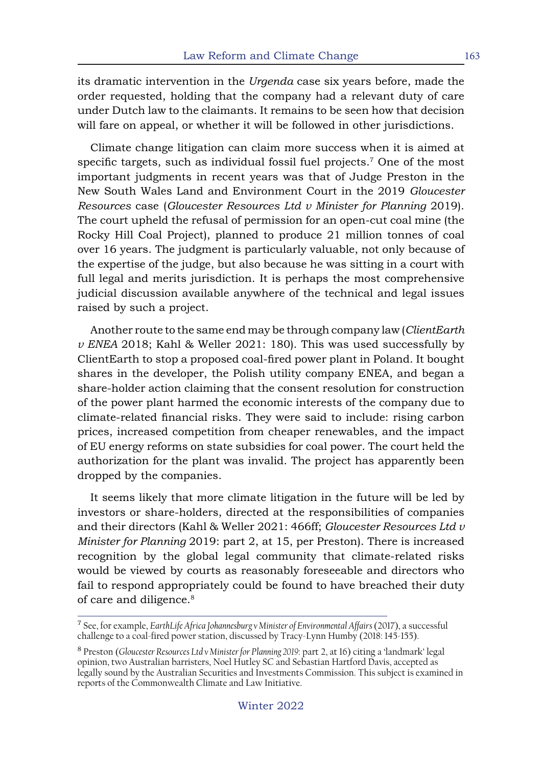its dramatic intervention in the *Urgenda* case six years before, made the order requested, holding that the company had a relevant duty of care under Dutch law to the claimants. It remains to be seen how that decision will fare on appeal, or whether it will be followed in other jurisdictions.

Climate change litigation can claim more success when it is aimed at specific targets, such as individual fossil fuel projects.[7] One of the most important judgments in recent years was that of Judge Preston in the New South Wales Land and Environment Court in the 2019 *Gloucester Resources* case (*Gloucester Resources Ltd v Minister for Planning* 2019). The court upheld the refusal of permission for an open-cut coal mine (the Rocky Hill Coal Project), planned to produce 21 million tonnes of coal over 16 years. The judgment is particularly valuable, not only because of the expertise of the judge, but also because he was sitting in a court with full legal and merits jurisdiction. It is perhaps the most comprehensive judicial discussion available anywhere of the technical and legal issues raised by such a project.

Another route to the same end may be through company law (*ClientEarth v ENEA* 2018; Kahl & Weller 2021: 180). This was used successfully by ClientEarth to stop a proposed coal-fired power plant in Poland. It bought shares in the developer, the Polish utility company ENEA, and began a share-holder action claiming that the consent resolution for construction of the power plant harmed the economic interests of the company due to climate-related financial risks. They were said to include: rising carbon prices, increased competition from cheaper renewables, and the impact of EU energy reforms on state subsidies for coal power. The court held the authorization for the plant was invalid. The project has apparently been dropped by the companies.

It seems likely that more climate litigation in the future will be led by investors or share-holders, directed at the responsibilities of companies and their directors (Kahl & Weller 2021: 466ff; *Gloucester Resources Ltd v Minister for Planning* 2019: part 2, at 15, per Preston). There is increased recognition by the global legal community that climate-related risks would be viewed by courts as reasonably foreseeable and directors who fail to respond appropriately could be found to have breached their duty of care and diligence.[8]

---

[7] See, for example, *EarthLife Africa Johannesburg v Minister of Environmental Affairs* (2017), a successful challenge to a coal-fired power station, discussed by Tracy-Lynn Humby (2018: 145-155).

[8] Preston (*Gloucester Resources Ltd v Minister for Planning 2019*: part 2, at 16) citing a 'landmark' legal opinion, two Australian barristers, Noel Hutley SC and Sebastian Hartford Davis, accepted as legally sound by the Australian Securities and Investments Commission. This subject is examined in reports of the Commonwealth Climate and Law Initiative.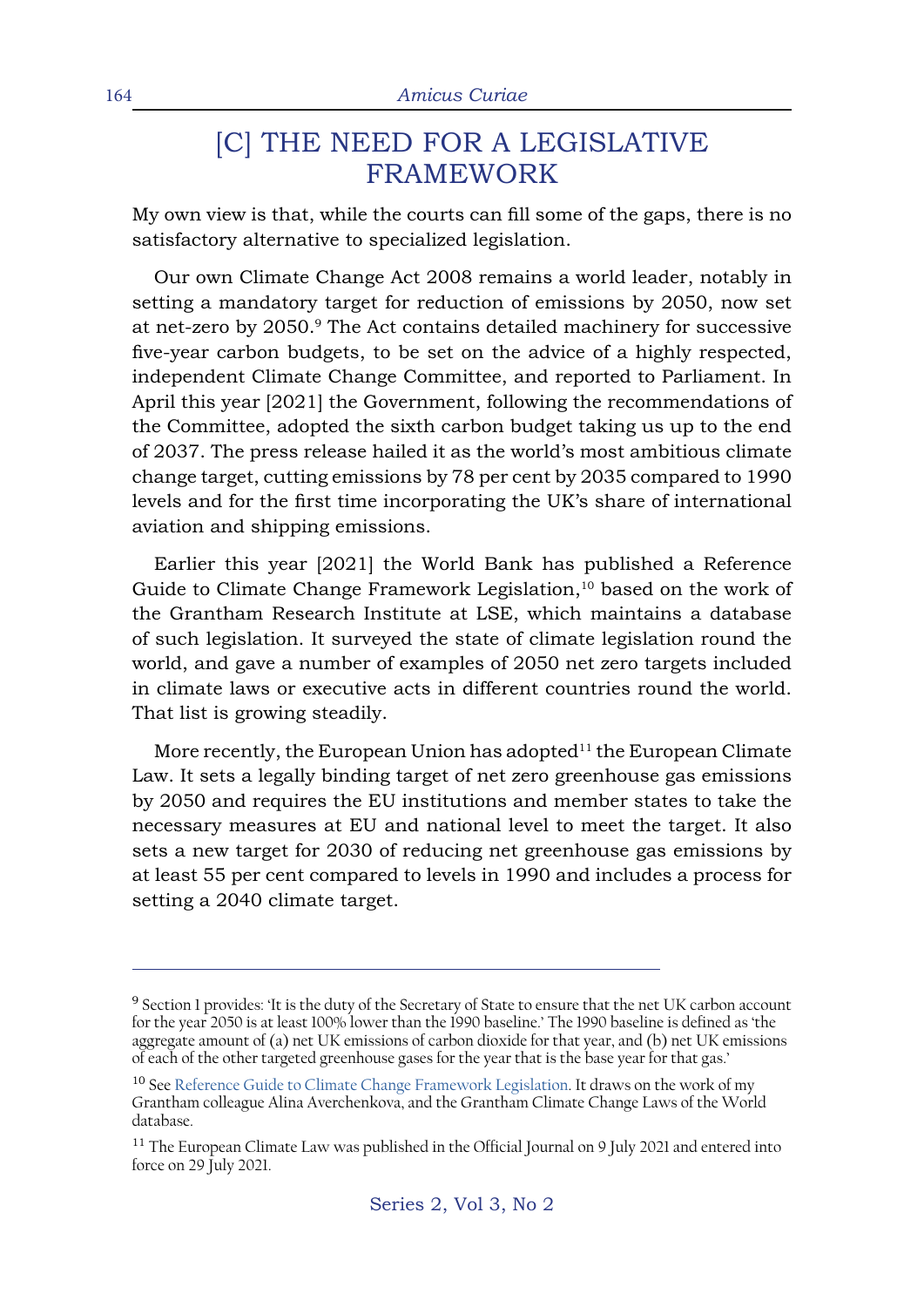## [C] THE NEED FOR A LEGISLATIVE FRAMEWORK

My own view is that, while the courts can fill some of the gaps, there is no satisfactory alternative to specialized legislation.

Our own Climate Change Act 2008 remains a world leader, notably in setting a mandatory target for reduction of emissions by 2050, now set at net-zero by 2050.[9] The Act contains detailed machinery for successive five-year carbon budgets, to be set on the advice of a highly respected, independent Climate Change Committee, and reported to Parliament. In April this year [2021] the Government, following the recommendations of the Committee, adopted the sixth carbon budget taking us up to the end of 2037. The press release hailed it as the world's most ambitious climate change target, cutting emissions by 78 per cent by 2035 compared to 1990 levels and for the first time incorporating the UK's share of international aviation and shipping emissions.

Earlier this year [2021] the World Bank has published a Reference Guide to Climate Change Framework Legislation,[10] based on the work of the Grantham Research Institute at LSE, which maintains a database of such legislation. It surveyed the state of climate legislation round the world, and gave a number of examples of 2050 net zero targets included in climate laws or executive acts in different countries round the world. That list is growing steadily.

More recently, the European Union has adopted[11] the European Climate Law. It sets a legally binding target of net zero greenhouse gas emissions by 2050 and requires the EU institutions and member states to take the necessary measures at EU and national level to meet the target. It also sets a new target for 2030 of reducing net greenhouse gas emissions by at least 55 per cent compared to levels in 1990 and includes a process for setting a 2040 climate target.

---

[9] Section 1 provides: 'It is the duty of the Secretary of State to ensure that the net UK carbon account for the year 2050 is at least 100% lower than the 1990 baseline.' The 1990 baseline is defined as 'the aggregate amount of (a) net UK emissions of carbon dioxide for that year, and (b) net UK emissions of each of the other targeted greenhouse gases for the year that is the base year for that gas.'

[10] See Reference Guide to Climate Change Framework Legislation. It draws on the work of my Grantham colleague Alina Averchenkova, and the Grantham Climate Change Laws of the World database.

[11] The European Climate Law was published in the Official Journal on 9 July 2021 and entered into force on 29 July 2021.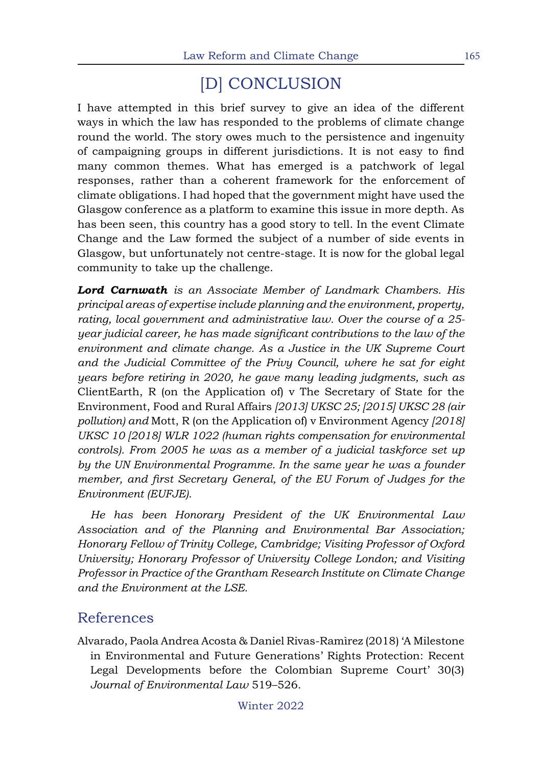## [D] CONCLUSION

I have attempted in this brief survey to give an idea of the different ways in which the law has responded to the problems of climate change round the world. The story owes much to the persistence and ingenuity of campaigning groups in different jurisdictions. It is not easy to find many common themes. What has emerged is a patchwork of legal responses, rather than a coherent framework for the enforcement of climate obligations. I had hoped that the government might have used the Glasgow conference as a platform to examine this issue in more depth. As has been seen, this country has a good story to tell. In the event Climate Change and the Law formed the subject of a number of side events in Glasgow, but unfortunately not centre-stage. It is now for the global legal community to take up the challenge.

***Lord Carnwath*** *is an Associate Member of Landmark Chambers. His principal areas of expertise include planning and the environment, property, rating, local government and administrative law. Over the course of a 25-year judicial career, he has made significant contributions to the law of the environment and climate change. As a Justice in the UK Supreme Court and the Judicial Committee of the Privy Council, where he sat for eight years before retiring in 2020, he gave many leading judgments, such as* ClientEarth, R (on the Application of) v The Secretary of State for the Environment, Food and Rural Affairs *[2013] UKSC 25; [2015] UKSC 28 (air pollution) and* Mott, R (on the Application of) v Environment Agency *[2018] UKSC 10 [2018] WLR 1022 (human rights compensation for environmental controls). From 2005 he was as a member of a judicial taskforce set up by the UN Environmental Programme. In the same year he was a founder member, and first Secretary General, of the EU Forum of Judges for the Environment (EUFJE).*

*He has been Honorary President of the UK Environmental Law Association and of the Planning and Environmental Bar Association; Honorary Fellow of Trinity College, Cambridge; Visiting Professor of Oxford University; Honorary Professor of University College London; and Visiting Professor in Practice of the Grantham Research Institute on Climate Change and the Environment at the LSE.*

## References

Alvarado, Paola Andrea Acosta & Daniel Rivas-Ramìrez (2018) 'A Milestone in Environmental and Future Generations' Rights Protection: Recent Legal Developments before the Colombian Supreme Court' 30(3) *Journal of Environmental Law* 519–526.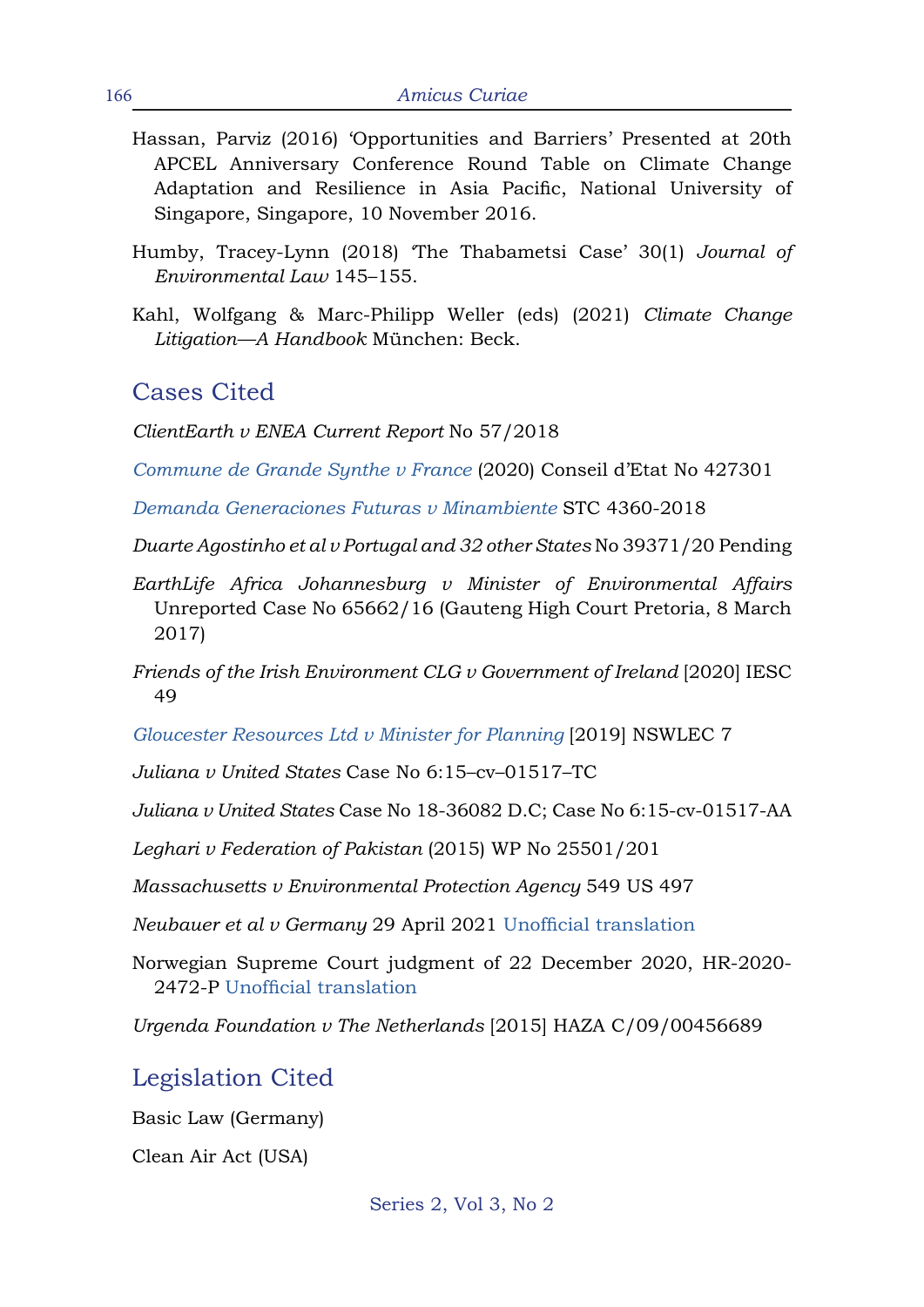Hassan, Parviz (2016) 'Opportunities and Barriers' Presented at 20th APCEL Anniversary Conference Round Table on Climate Change Adaptation and Resilience in Asia Pacific, National University of Singapore, Singapore, 10 November 2016.

Humby, Tracey-Lynn (2018) 'The Thabametsi Case' 30(1) *Journal of Environmental Law* 145–155.

Kahl, Wolfgang & Marc-Philipp Weller (eds) (2021) *Climate Change Litigation—A Handbook* München: Beck.

## Cases Cited

*ClientEarth v ENEA Current Report* No 57/2018

*Commune de Grande Synthe v France* (2020) Conseil d'Etat No 427301

*Demanda Generaciones Futuras v Minambiente* STC 4360-2018

*Duarte Agostinho et al v Portugal and 32 other States* No 39371/20 Pending

*EarthLife Africa Johannesburg v Minister of Environmental Affairs* Unreported Case No 65662/16 (Gauteng High Court Pretoria, 8 March 2017)

*Friends of the Irish Environment CLG v Government of Ireland* [2020] IESC 49

*Gloucester Resources Ltd v Minister for Planning* [2019] NSWLEC 7

*Juliana v United States* Case No 6:15–cv–01517–TC

*Juliana v United States* Case No 18-36082 D.C; Case No 6:15-cv-01517-AA

*Leghari v Federation of Pakistan* (2015) WP No 25501/201

*Massachusetts v Environmental Protection Agency* 549 US 497

*Neubauer et al v Germany* 29 April 2021 Unofficial translation

Norwegian Supreme Court judgment of 22 December 2020, HR-2020-2472-P Unofficial translation

*Urgenda Foundation v The Netherlands* [2015] HAZA C/09/00456689

## Legislation Cited

Basic Law (Germany)

Clean Air Act (USA)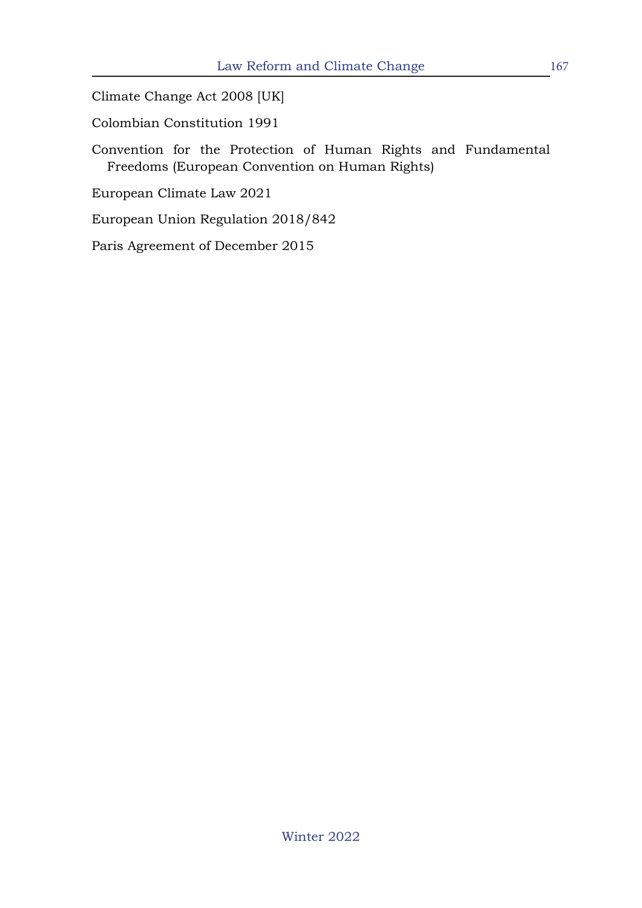Climate Change Act 2008 [UK]

Colombian Constitution 1991

Convention for the Protection of Human Rights and Fundamental Freedoms (European Convention on Human Rights)

European Climate Law 2021

European Union Regulation 2018/842

Paris Agreement of December 2015